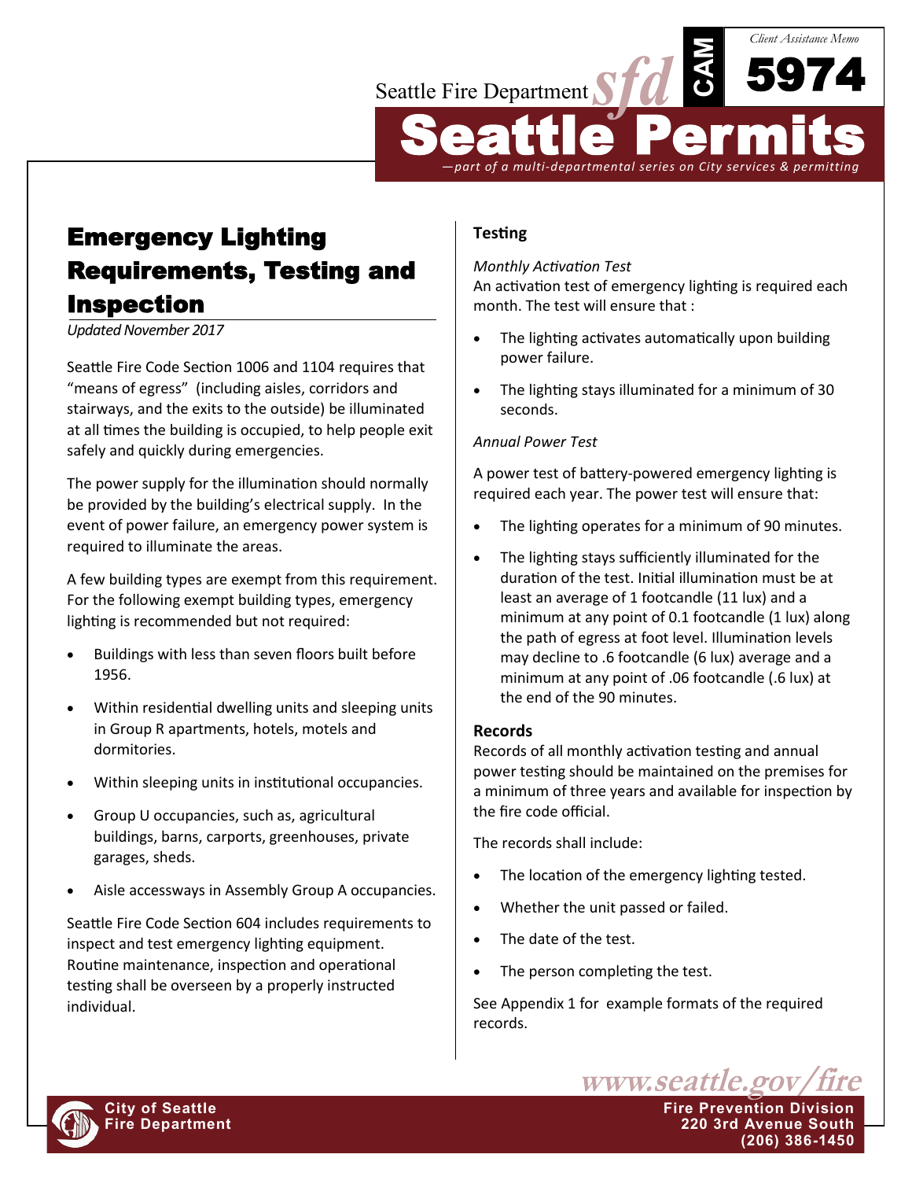Seattle Fire Department

Client Assistance Memo

CAM 5974

# Seattle Permits

—part of a multi-departmental series on City services & permitting

## Emergency Lighting Requirements, Testing and Inspection

*Updated November 2017*

Seattle Fire Code Section 1006 and 1104 requires that "means of egress" (including aisles, corridors and stairways, and the exits to the outside) be illuminated at all times the building is occupied, to help people exit safely and quickly during emergencies.

The power supply for the illumination should normally be provided by the building's electrical supply. In the event of power failure, an emergency power system is required to illuminate the areas.

A few building types are exempt from this requirement. For the following exempt building types, emergency lighting is recommended but not required:

- Buildings with less than seven floors built before 1956.
- Within residential dwelling units and sleeping units in Group R apartments, hotels, motels and dormitories.
- Within sleeping units in institutional occupancies.
- Group U occupancies, such as, agricultural buildings, barns, carports, greenhouses, private garages, sheds.
- Aisle accessways in Assembly Group A occupancies.

Seattle Fire Code Section 604 includes requirements to inspect and test emergency lighting equipment. Routine maintenance, inspection and operational testing shall be overseen by a properly instructed individual.

### Testing

*Monthly Activation Test*

An activation test of emergency lighting is required each month. The test will ensure that :

- The lighting activates automatically upon building power failure.
- The lighting stays illuminated for a minimum of 30 seconds.

*Annual Power Test*

A power test of battery-powered emergency lighting is required each year. The power test will ensure that:

- The lighting operates for a minimum of 90 minutes.
- The lighting stays sufficiently illuminated for the duration of the test. Initial illumination must be at least an average of 1 footcandle (11 lux) and a minimum at any point of 0.1 footcandle (1 lux) along the path of egress at foot level. Illumination levels may decline to .6 footcandle (6 lux) average and a minimum at any point of .06 footcandle (.6 lux) at the end of the 90 minutes.

### Records

Records of all monthly activation testing and annual power testing should be maintained on the premises for a minimum of three years and available for inspection by the fire code official.

The records shall include:

- The location of the emergency lighting tested.
- Whether the unit passed or failed.
- The date of the test.
- The person completing the test.

See Appendix 1 for example formats of the required records.

www.seattle.gov/fire

City of Seattle Fire Department

Fire Prevention Division
220 3rd Avenue South
(206) 386-1450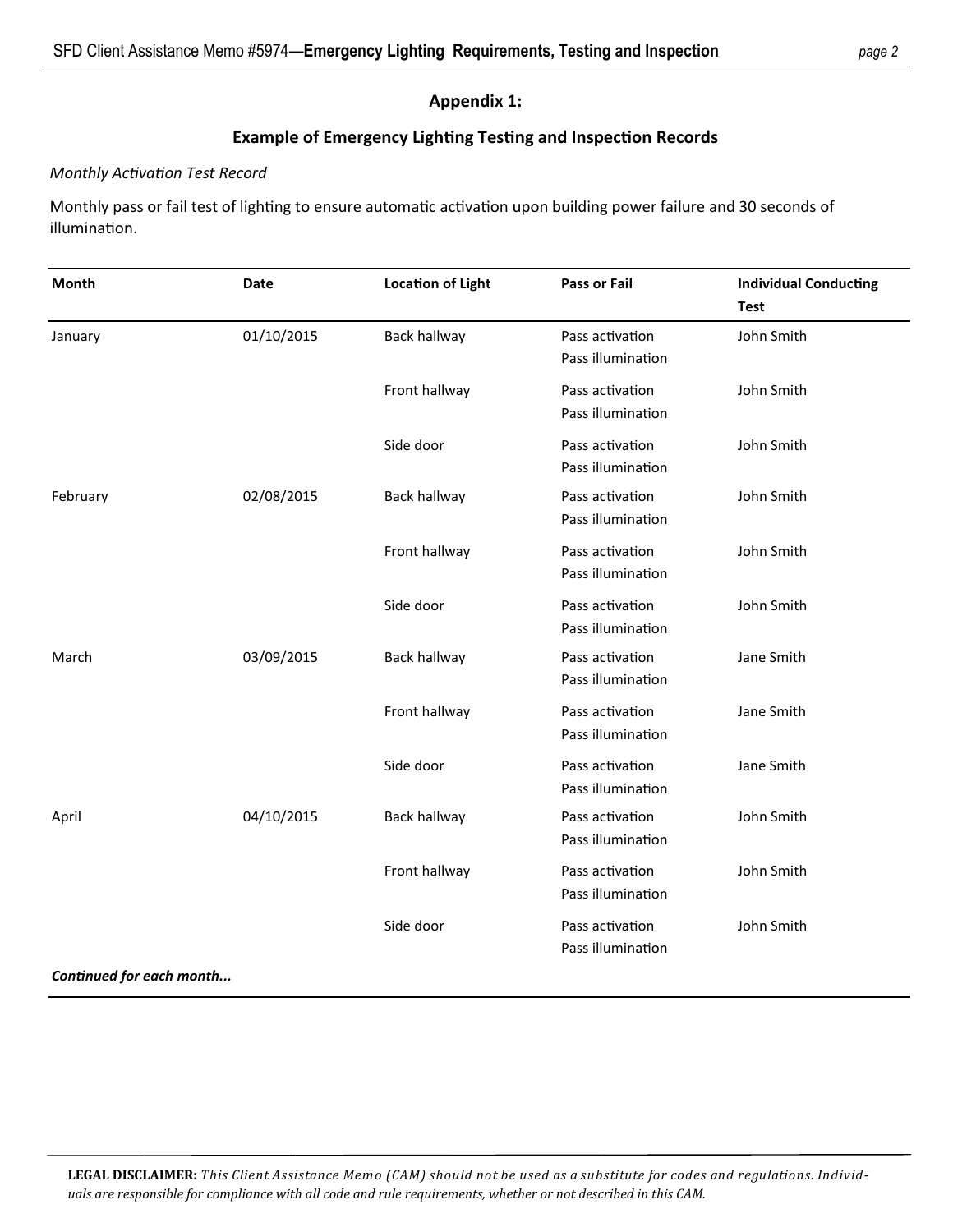## Appendix 1:

## Example of Emergency Lighting Testing and Inspection Records

*Monthly Activation Test Record*

Monthly pass or fail test of lighting to ensure automatic activation upon building power failure and 30 seconds of illumination.

| Month | Date | Location of Light | Pass or Fail | Individual Conducting Test |
|---|---|---|---|---|
| January | 01/10/2015 | Back hallway | Pass activation<br>Pass illumination | John Smith |
| | | Front hallway | Pass activation<br>Pass illumination | John Smith |
| | | Side door | Pass activation<br>Pass illumination | John Smith |
| February | 02/08/2015 | Back hallway | Pass activation<br>Pass illumination | John Smith |
| | | Front hallway | Pass activation<br>Pass illumination | John Smith |
| | | Side door | Pass activation<br>Pass illumination | John Smith |
| March | 03/09/2015 | Back hallway | Pass activation<br>Pass illumination | Jane Smith |
| | | Front hallway | Pass activation<br>Pass illumination | Jane Smith |
| | | Side door | Pass activation<br>Pass illumination | Jane Smith |
| April | 04/10/2015 | Back hallway | Pass activation<br>Pass illumination | John Smith |
| | | Front hallway | Pass activation<br>Pass illumination | John Smith |
| | | Side door | Pass activation<br>Pass illumination | John Smith |
| ***Continued for each month...*** | | | | |

**LEGAL DISCLAIMER:** *This Client Assistance Memo (CAM) should not be used as a substitute for codes and regulations. Individuals are responsible for compliance with all code and rule requirements, whether or not described in this CAM.*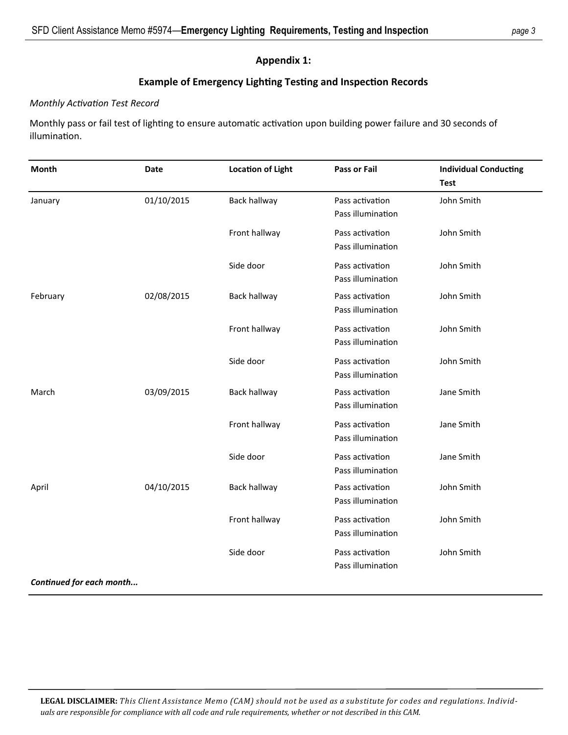## Appendix 1:

## Example of Emergency Lighting Testing and Inspection Records

*Monthly Activation Test Record*

Monthly pass or fail test of lighting to ensure automatic activation upon building power failure and 30 seconds of illumination.

| Month | Date | Location of Light | Pass or Fail | Individual Conducting Test |
|---|---|---|---|---|
| January | 01/10/2015 | Back hallway | Pass activation<br>Pass illumination | John Smith |
| | | Front hallway | Pass activation<br>Pass illumination | John Smith |
| | | Side door | Pass activation<br>Pass illumination | John Smith |
| February | 02/08/2015 | Back hallway | Pass activation<br>Pass illumination | John Smith |
| | | Front hallway | Pass activation<br>Pass illumination | John Smith |
| | | Side door | Pass activation<br>Pass illumination | John Smith |
| March | 03/09/2015 | Back hallway | Pass activation<br>Pass illumination | Jane Smith |
| | | Front hallway | Pass activation<br>Pass illumination | Jane Smith |
| | | Side door | Pass activation<br>Pass illumination | Jane Smith |
| April | 04/10/2015 | Back hallway | Pass activation<br>Pass illumination | John Smith |
| | | Front hallway | Pass activation<br>Pass illumination | John Smith |
| | | Side door | Pass activation<br>Pass illumination | John Smith |
| ***Continued for each month...*** | | | | |

**LEGAL DISCLAIMER:** *This Client Assistance Memo (CAM) should not be used as a substitute for codes and regulations. Individuals are responsible for compliance with all code and rule requirements, whether or not described in this CAM.*